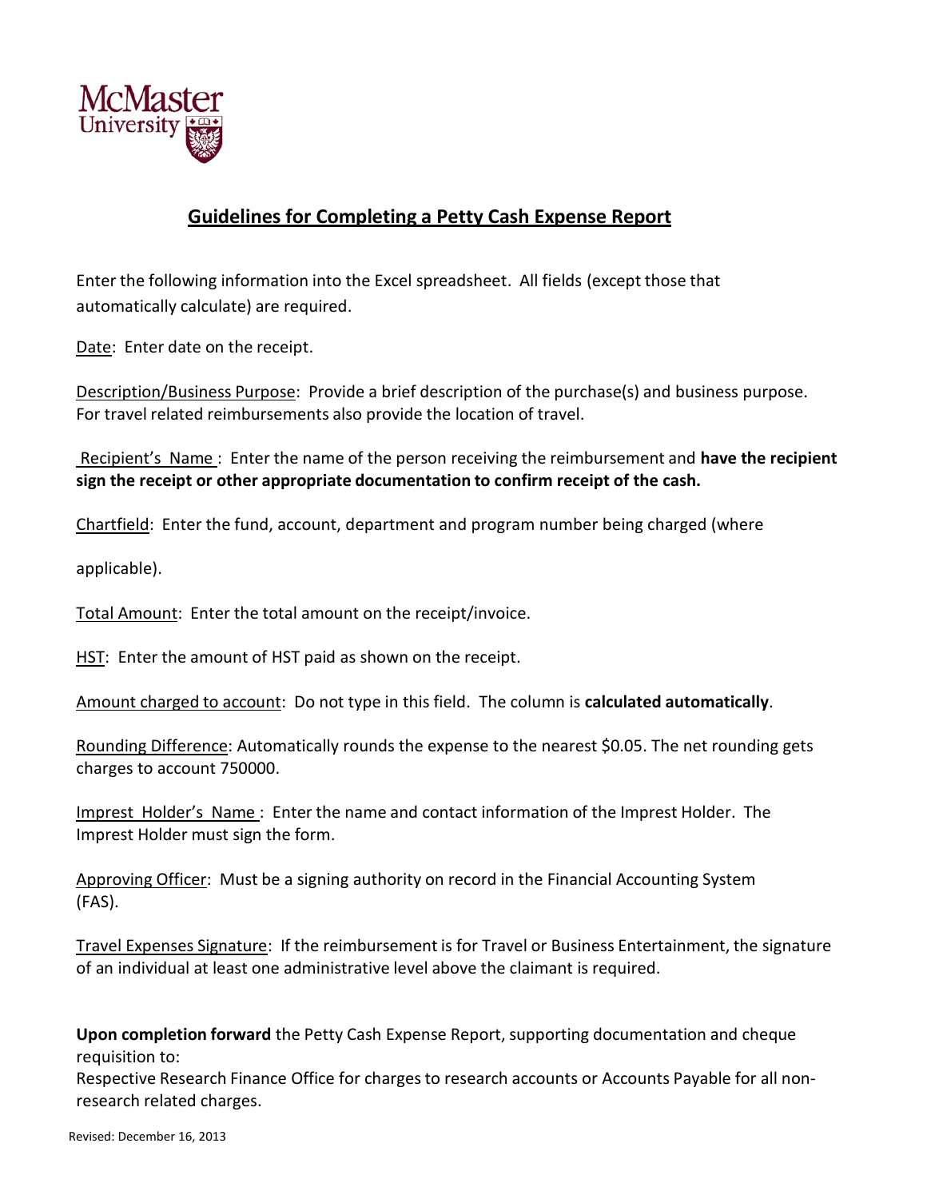McMaster University

## Guidelines for Completing a Petty Cash Expense Report

Enter the following information into the Excel spreadsheet. All fields (except those that automatically calculate) are required.

Date: Enter date on the receipt.

Description/Business Purpose: Provide a brief description of the purchase(s) and business purpose. For travel related reimbursements also provide the location of travel.

Recipient's Name : Enter the name of the person receiving the reimbursement and **have the recipient sign the receipt or other appropriate documentation to confirm receipt of the cash.**

Chartfield: Enter the fund, account, department and program number being charged (where applicable).

Total Amount: Enter the total amount on the receipt/invoice.

HST: Enter the amount of HST paid as shown on the receipt.

Amount charged to account: Do not type in this field. The column is **calculated automatically**.

Rounding Difference: Automatically rounds the expense to the nearest $0.05. The net rounding gets charges to account 750000.

Imprest Holder's Name : Enter the name and contact information of the Imprest Holder. The Imprest Holder must sign the form.

Approving Officer: Must be a signing authority on record in the Financial Accounting System (FAS).

Travel Expenses Signature: If the reimbursement is for Travel or Business Entertainment, the signature of an individual at least one administrative level above the claimant is required.

**Upon completion forward** the Petty Cash Expense Report, supporting documentation and cheque requisition to:
Respective Research Finance Office for charges to research accounts or Accounts Payable for all non-research related charges.

Revised: December 16, 2013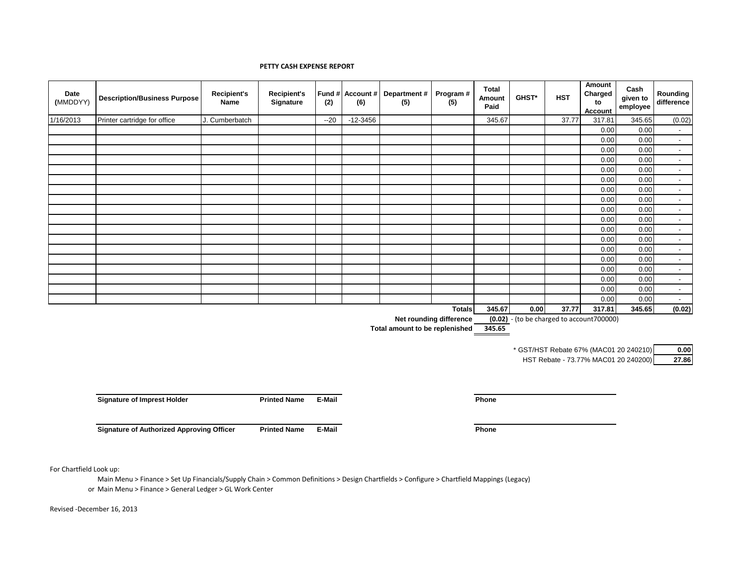**PETTY CASH EXPENSE REPORT**

| Date (MMDDYY) | Description/Business Purpose | Recipient's Name | Recipient's Signature | Fund # (2) | Account # (6) | Department # (5) | Program # (5) | Total Amount Paid | GHST* | HST | Amount Charged to Account | Cash given to employee | Rounding difference |
|---|---|---|---|---|---|---|---|---|---|---|---|---|---|
| 1/16/2013 | Printer cartridge for office | J. Cumberbatch | | --20 | -12-3456 | | | 345.67 | | 37.77 | 317.81 | 345.65 | (0.02) |
| | | | | | | | | | | | 0.00 | 0.00 | - |
| | | | | | | | | | | | 0.00 | 0.00 | - |
| | | | | | | | | | | | 0.00 | 0.00 | - |
| | | | | | | | | | | | 0.00 | 0.00 | - |
| | | | | | | | | | | | 0.00 | 0.00 | - |
| | | | | | | | | | | | 0.00 | 0.00 | - |
| | | | | | | | | | | | 0.00 | 0.00 | - |
| | | | | | | | | | | | 0.00 | 0.00 | - |
| | | | | | | | | | | | 0.00 | 0.00 | - |
| | | | | | | | | | | | 0.00 | 0.00 | - |
| | | | | | | | | | | | 0.00 | 0.00 | - |
| | | | | | | | | | | | 0.00 | 0.00 | - |
| | | | | | | | | | | | 0.00 | 0.00 | - |
| | | | | | | | | | | | 0.00 | 0.00 | - |
| | | | | | | | | | | | 0.00 | 0.00 | - |
| | | | | | | | | | | | 0.00 | 0.00 | - |
| | | | | | | | | | | | 0.00 | 0.00 | - |
| | | | | | | | | | | | 0.00 | 0.00 | - |
| | | | | | | | **Totals** | **345.67** | **0.00** | **37.77** | **317.81** | **345.65** | **(0.02)** |

**Net rounding difference** **(0.02)** - (to be charged to account700000)

**Total amount to be replenished** **345.65**

| | |
|---|---|
| * GST/HST Rebate 67% (MAC01 20 240210) | **0.00** |
| HST Rebate - 73.77% MAC01 20 240200) | **27.86** |

**Signature of Imprest Holder** **Printed Name** **E-Mail** **Phone**

**Signature of Authorized Approving Officer** **Printed Name** **E-Mail** **Phone**

For Chartfield Look up:

Main Menu > Finance > Set Up Financials/Supply Chain > Common Definitions > Design Chartfields > Configure > Chartfield Mappings (Legacy)

or Main Menu > Finance > General Ledger > GL Work Center

Revised -December 16, 2013